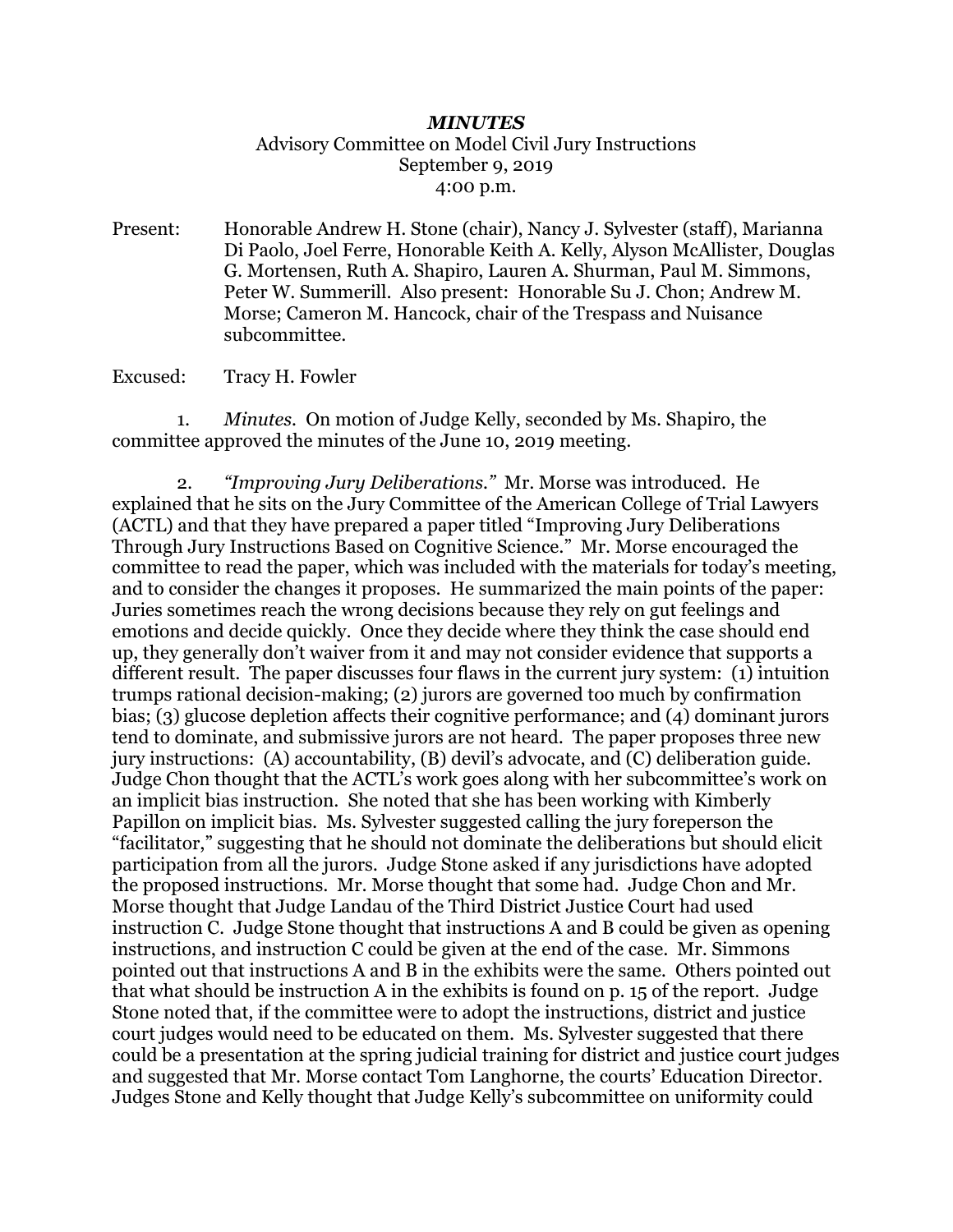# *MINUTES*

Advisory Committee on Model Civil Jury Instructions
September 9, 2019
4:00 p.m.

Present: Honorable Andrew H. Stone (chair), Nancy J. Sylvester (staff), Marianna Di Paolo, Joel Ferre, Honorable Keith A. Kelly, Alyson McAllister, Douglas G. Mortensen, Ruth A. Shapiro, Lauren A. Shurman, Paul M. Simmons, Peter W. Summerill. Also present: Honorable Su J. Chon; Andrew M. Morse; Cameron M. Hancock, chair of the Trespass and Nuisance subcommittee.

Excused: Tracy H. Fowler

1. *Minutes.* On motion of Judge Kelly, seconded by Ms. Shapiro, the committee approved the minutes of the June 10, 2019 meeting.

2. *"Improving Jury Deliberations."* Mr. Morse was introduced. He explained that he sits on the Jury Committee of the American College of Trial Lawyers (ACTL) and that they have prepared a paper titled "Improving Jury Deliberations Through Jury Instructions Based on Cognitive Science." Mr. Morse encouraged the committee to read the paper, which was included with the materials for today's meeting, and to consider the changes it proposes. He summarized the main points of the paper: Juries sometimes reach the wrong decisions because they rely on gut feelings and emotions and decide quickly. Once they decide where they think the case should end up, they generally don't waiver from it and may not consider evidence that supports a different result. The paper discusses four flaws in the current jury system: (1) intuition trumps rational decision-making; (2) jurors are governed too much by confirmation bias; (3) glucose depletion affects their cognitive performance; and (4) dominant jurors tend to dominate, and submissive jurors are not heard. The paper proposes three new jury instructions: (A) accountability, (B) devil's advocate, and (C) deliberation guide. Judge Chon thought that the ACTL's work goes along with her subcommittee's work on an implicit bias instruction. She noted that she has been working with Kimberly Papillon on implicit bias. Ms. Sylvester suggested calling the jury foreperson the "facilitator," suggesting that he should not dominate the deliberations but should elicit participation from all the jurors. Judge Stone asked if any jurisdictions have adopted the proposed instructions. Mr. Morse thought that some had. Judge Chon and Mr. Morse thought that Judge Landau of the Third District Justice Court had used instruction C. Judge Stone thought that instructions A and B could be given as opening instructions, and instruction C could be given at the end of the case. Mr. Simmons pointed out that instructions A and B in the exhibits were the same. Others pointed out that what should be instruction A in the exhibits is found on p. 15 of the report. Judge Stone noted that, if the committee were to adopt the instructions, district and justice court judges would need to be educated on them. Ms. Sylvester suggested that there could be a presentation at the spring judicial training for district and justice court judges and suggested that Mr. Morse contact Tom Langhorne, the courts' Education Director. Judges Stone and Kelly thought that Judge Kelly's subcommittee on uniformity could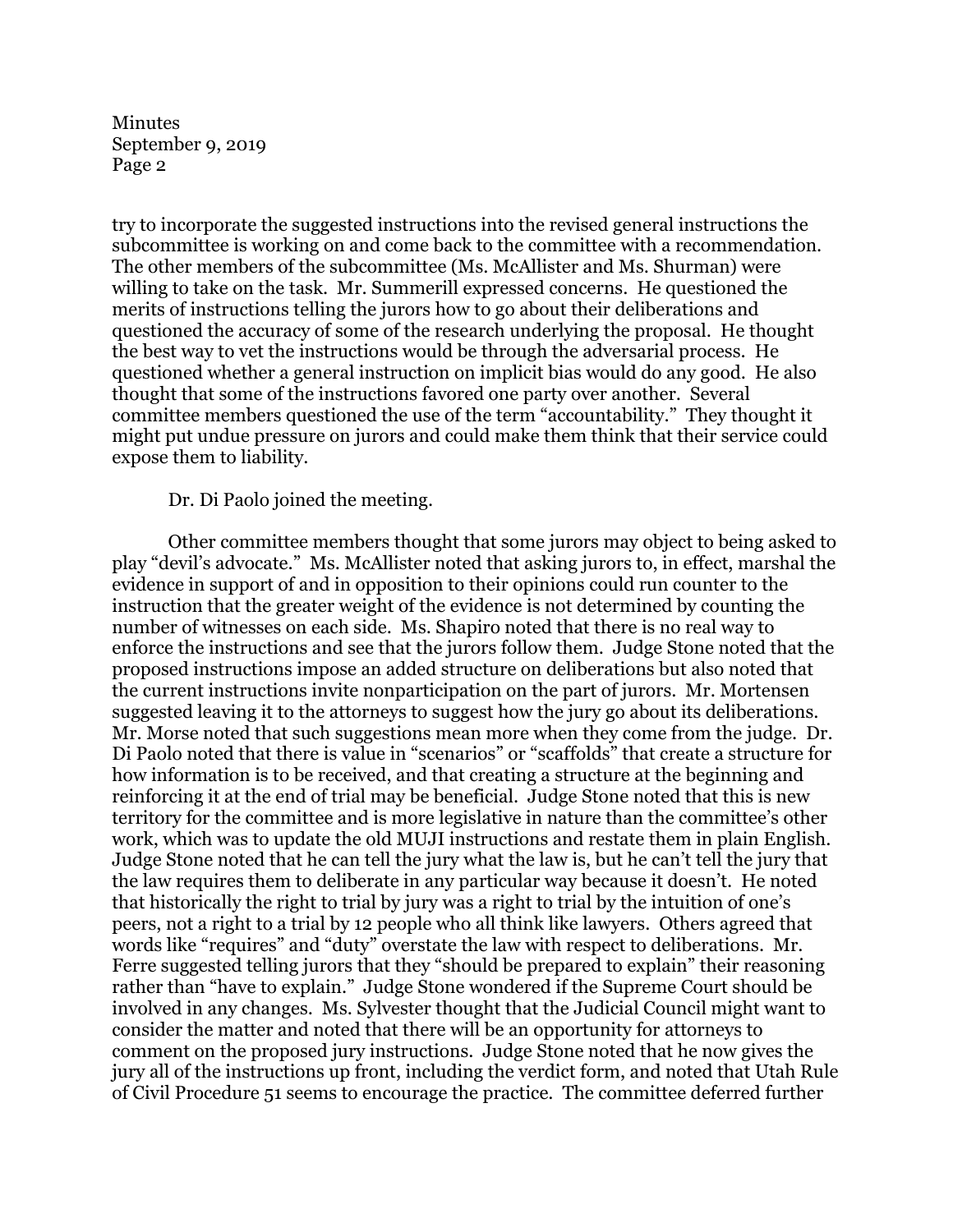try to incorporate the suggested instructions into the revised general instructions the subcommittee is working on and come back to the committee with a recommendation. The other members of the subcommittee (Ms. McAllister and Ms. Shurman) were willing to take on the task. Mr. Summerill expressed concerns. He questioned the merits of instructions telling the jurors how to go about their deliberations and questioned the accuracy of some of the research underlying the proposal. He thought the best way to vet the instructions would be through the adversarial process. He questioned whether a general instruction on implicit bias would do any good. He also thought that some of the instructions favored one party over another. Several committee members questioned the use of the term "accountability." They thought it might put undue pressure on jurors and could make them think that their service could expose them to liability.

Dr. Di Paolo joined the meeting.

Other committee members thought that some jurors may object to being asked to play "devil's advocate." Ms. McAllister noted that asking jurors to, in effect, marshal the evidence in support of and in opposition to their opinions could run counter to the instruction that the greater weight of the evidence is not determined by counting the number of witnesses on each side. Ms. Shapiro noted that there is no real way to enforce the instructions and see that the jurors follow them. Judge Stone noted that the proposed instructions impose an added structure on deliberations but also noted that the current instructions invite nonparticipation on the part of jurors. Mr. Mortensen suggested leaving it to the attorneys to suggest how the jury go about its deliberations. Mr. Morse noted that such suggestions mean more when they come from the judge. Dr. Di Paolo noted that there is value in "scenarios" or "scaffolds" that create a structure for how information is to be received, and that creating a structure at the beginning and reinforcing it at the end of trial may be beneficial. Judge Stone noted that this is new territory for the committee and is more legislative in nature than the committee's other work, which was to update the old MUJI instructions and restate them in plain English. Judge Stone noted that he can tell the jury what the law is, but he can't tell the jury that the law requires them to deliberate in any particular way because it doesn't. He noted that historically the right to trial by jury was a right to trial by the intuition of one's peers, not a right to a trial by 12 people who all think like lawyers. Others agreed that words like "requires" and "duty" overstate the law with respect to deliberations. Mr. Ferre suggested telling jurors that they "should be prepared to explain" their reasoning rather than "have to explain." Judge Stone wondered if the Supreme Court should be involved in any changes. Ms. Sylvester thought that the Judicial Council might want to consider the matter and noted that there will be an opportunity for attorneys to comment on the proposed jury instructions. Judge Stone noted that he now gives the jury all of the instructions up front, including the verdict form, and noted that Utah Rule of Civil Procedure 51 seems to encourage the practice. The committee deferred further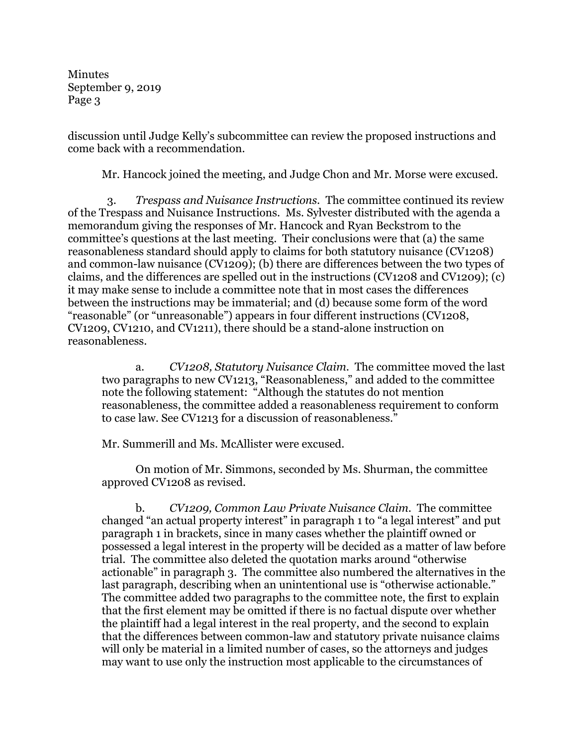discussion until Judge Kelly's subcommittee can review the proposed instructions and come back with a recommendation.

Mr. Hancock joined the meeting, and Judge Chon and Mr. Morse were excused.

3. *Trespass and Nuisance Instructions*. The committee continued its review of the Trespass and Nuisance Instructions. Ms. Sylvester distributed with the agenda a memorandum giving the responses of Mr. Hancock and Ryan Beckstrom to the committee's questions at the last meeting. Their conclusions were that (a) the same reasonableness standard should apply to claims for both statutory nuisance (CV1208) and common-law nuisance (CV1209); (b) there are differences between the two types of claims, and the differences are spelled out in the instructions (CV1208 and CV1209); (c) it may make sense to include a committee note that in most cases the differences between the instructions may be immaterial; and (d) because some form of the word "reasonable" (or "unreasonable") appears in four different instructions (CV1208, CV1209, CV1210, and CV1211), there should be a stand-alone instruction on reasonableness.

a. *CV1208, Statutory Nuisance Claim*. The committee moved the last two paragraphs to new CV1213, "Reasonableness," and added to the committee note the following statement: "Although the statutes do not mention reasonableness, the committee added a reasonableness requirement to conform to case law. See CV1213 for a discussion of reasonableness."

Mr. Summerill and Ms. McAllister were excused.

On motion of Mr. Simmons, seconded by Ms. Shurman, the committee approved CV1208 as revised.

b. *CV1209, Common Law Private Nuisance Claim*. The committee changed "an actual property interest" in paragraph 1 to "a legal interest" and put paragraph 1 in brackets, since in many cases whether the plaintiff owned or possessed a legal interest in the property will be decided as a matter of law before trial. The committee also deleted the quotation marks around "otherwise actionable" in paragraph 3. The committee also numbered the alternatives in the last paragraph, describing when an unintentional use is "otherwise actionable." The committee added two paragraphs to the committee note, the first to explain that the first element may be omitted if there is no factual dispute over whether the plaintiff had a legal interest in the real property, and the second to explain that the differences between common-law and statutory private nuisance claims will only be material in a limited number of cases, so the attorneys and judges may want to use only the instruction most applicable to the circumstances of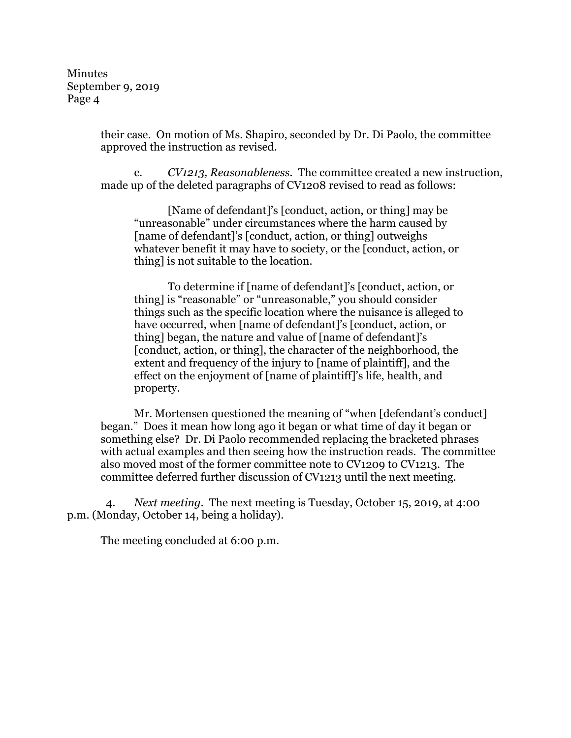their case. On motion of Ms. Shapiro, seconded by Dr. Di Paolo, the committee approved the instruction as revised.

c. *CV1213, Reasonableness*. The committee created a new instruction, made up of the deleted paragraphs of CV1208 revised to read as follows:

> [Name of defendant]'s [conduct, action, or thing] may be "unreasonable" under circumstances where the harm caused by [name of defendant]'s [conduct, action, or thing] outweighs whatever benefit it may have to society, or the [conduct, action, or thing] is not suitable to the location.
>
> To determine if [name of defendant]'s [conduct, action, or thing] is "reasonable" or "unreasonable," you should consider things such as the specific location where the nuisance is alleged to have occurred, when [name of defendant]'s [conduct, action, or thing] began, the nature and value of [name of defendant]'s [conduct, action, or thing], the character of the neighborhood, the extent and frequency of the injury to [name of plaintiff], and the effect on the enjoyment of [name of plaintiff]'s life, health, and property.

Mr. Mortensen questioned the meaning of "when [defendant's conduct] began." Does it mean how long ago it began or what time of day it began or something else? Dr. Di Paolo recommended replacing the bracketed phrases with actual examples and then seeing how the instruction reads. The committee also moved most of the former committee note to CV1209 to CV1213. The committee deferred further discussion of CV1213 until the next meeting.

4. *Next meeting*. The next meeting is Tuesday, October 15, 2019, at 4:00 p.m. (Monday, October 14, being a holiday).

The meeting concluded at 6:00 p.m.